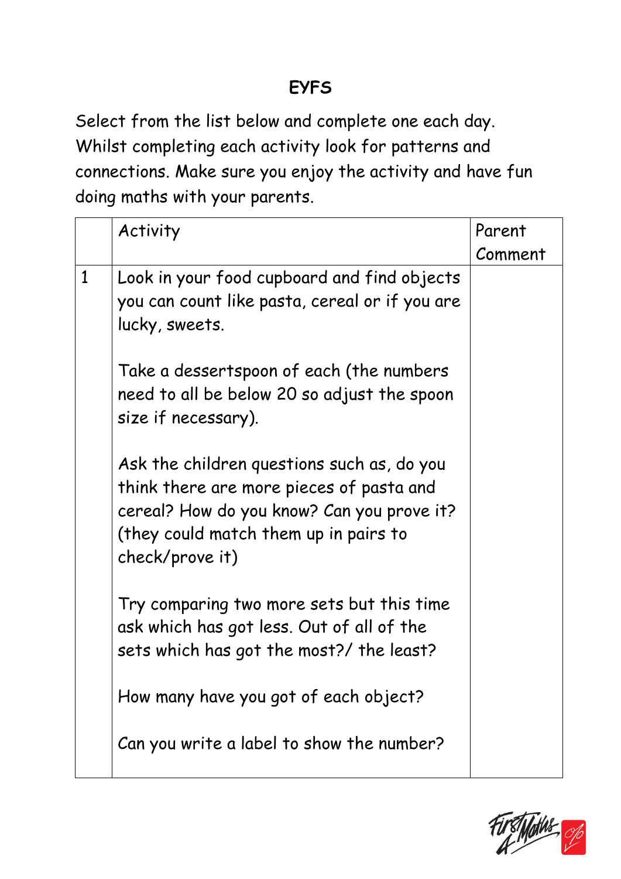# EYFS

Select from the list below and complete one each day. Whilst completing each activity look for patterns and connections. Make sure you enjoy the activity and have fun doing maths with your parents.

| | Activity | Parent Comment |
|---|---|---|
| 1 | Look in your food cupboard and find objects you can count like pasta, cereal or if you are lucky, sweets.<br><br>Take a dessertspoon of each (the numbers need to all be below 20 so adjust the spoon size if necessary).<br><br>Ask the children questions such as, do you think there are more pieces of pasta and cereal? How do you know? Can you prove it? (they could match them up in pairs to check/prove it)<br><br>Try comparing two more sets but this time ask which has got less. Out of all of the sets which has got the most?/ the least?<br><br>How many have you got of each object?<br><br>Can you write a label to show the number? | |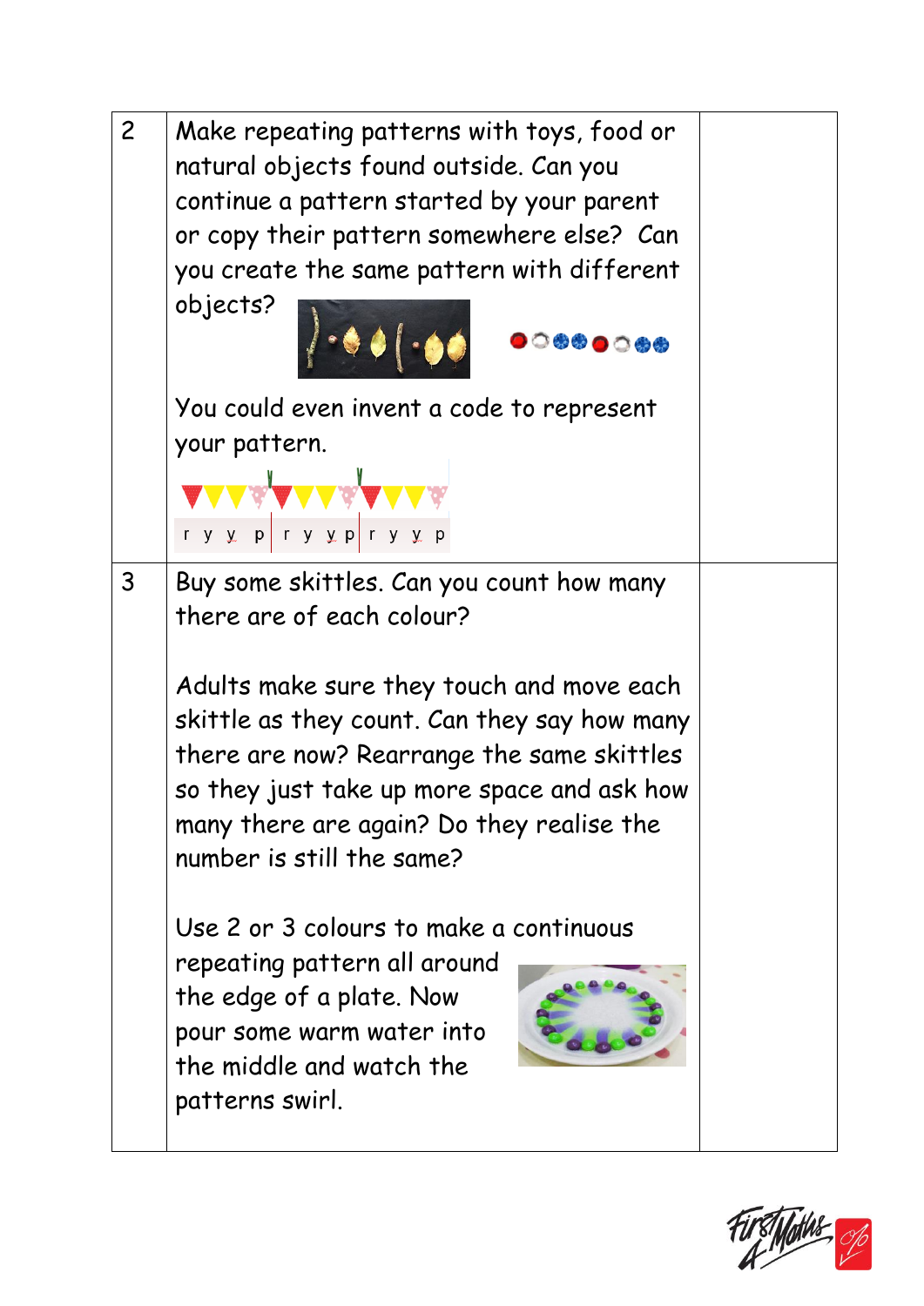| | | |
|---|---|---|
| 2 | Make repeating patterns with toys, food or natural objects found outside. Can you continue a pattern started by your parent or copy their pattern somewhere else? Can you create the same pattern with different objects?<br><br>You could even invent a code to represent your pattern.<br><br>r y y p \| r y y p \| r y y p | |
| 3 | Buy some skittles. Can you count how many there are of each colour?<br><br>Adults make sure they touch and move each skittle as they count. Can they say how many there are now? Rearrange the same skittles so they just take up more space and ask how many there are again? Do they realise the number is still the same?<br><br>Use 2 or 3 colours to make a continuous repeating pattern all around the edge of a plate. Now pour some warm water into the middle and watch the patterns swirl. | |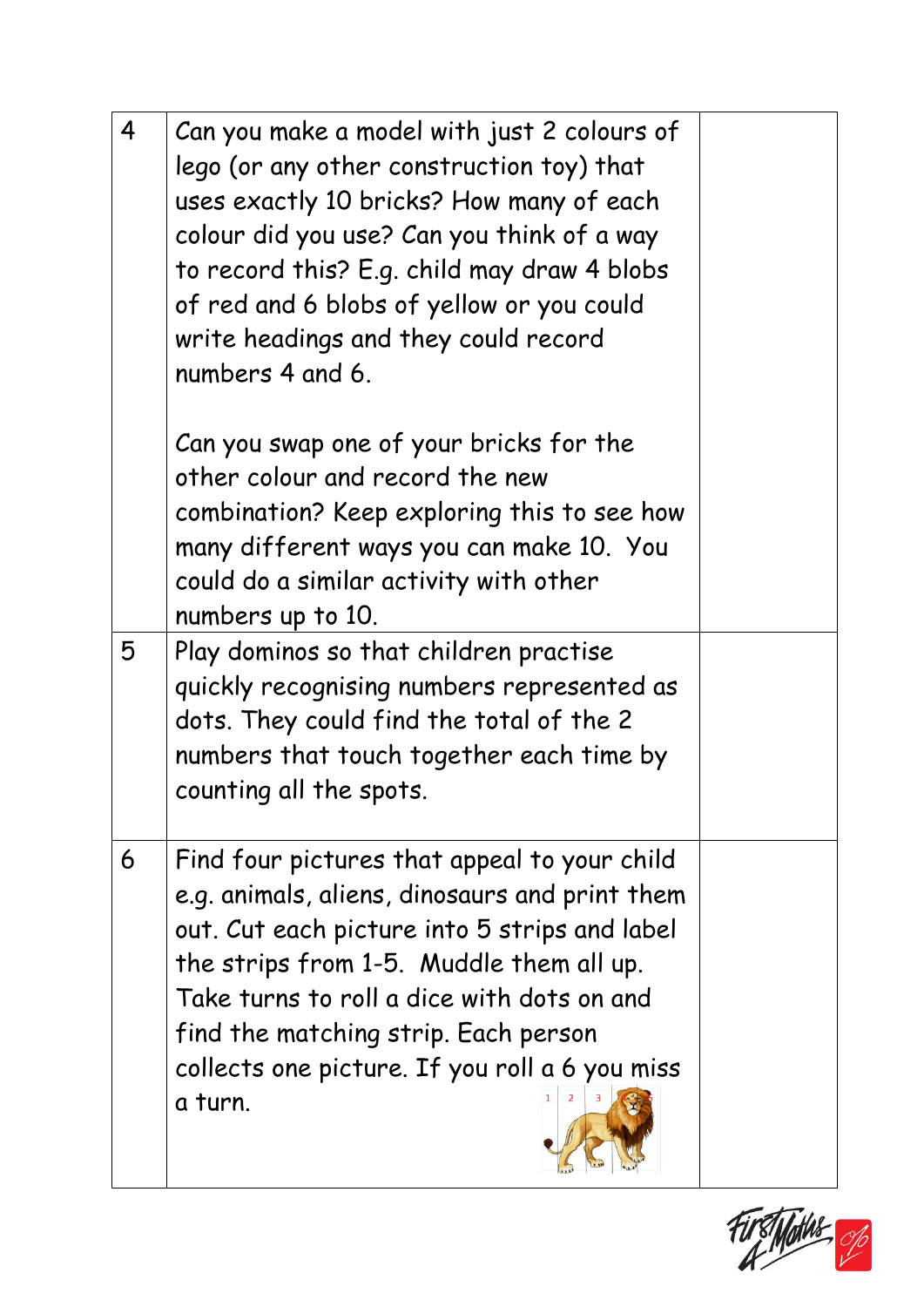| | | |
|---|---|---|
| 4 | Can you make a model with just 2 colours of lego (or any other construction toy) that uses exactly 10 bricks? How many of each colour did you use? Can you think of a way to record this? E.g. child may draw 4 blobs of red and 6 blobs of yellow or you could write headings and they could record numbers 4 and 6.<br><br>Can you swap one of your bricks for the other colour and record the new combination? Keep exploring this to see how many different ways you can make 10. You could do a similar activity with other numbers up to 10. | |
| 5 | Play dominos so that children practise quickly recognising numbers represented as dots. They could find the total of the 2 numbers that touch together each time by counting all the spots. | |
| 6 | Find four pictures that appeal to your child e.g. animals, aliens, dinosaurs and print them out. Cut each picture into 5 strips and label the strips from 1-5. Muddle them all up. Take turns to roll a dice with dots on and find the matching strip. Each person collects one picture. If you roll a 6 you miss a turn. | |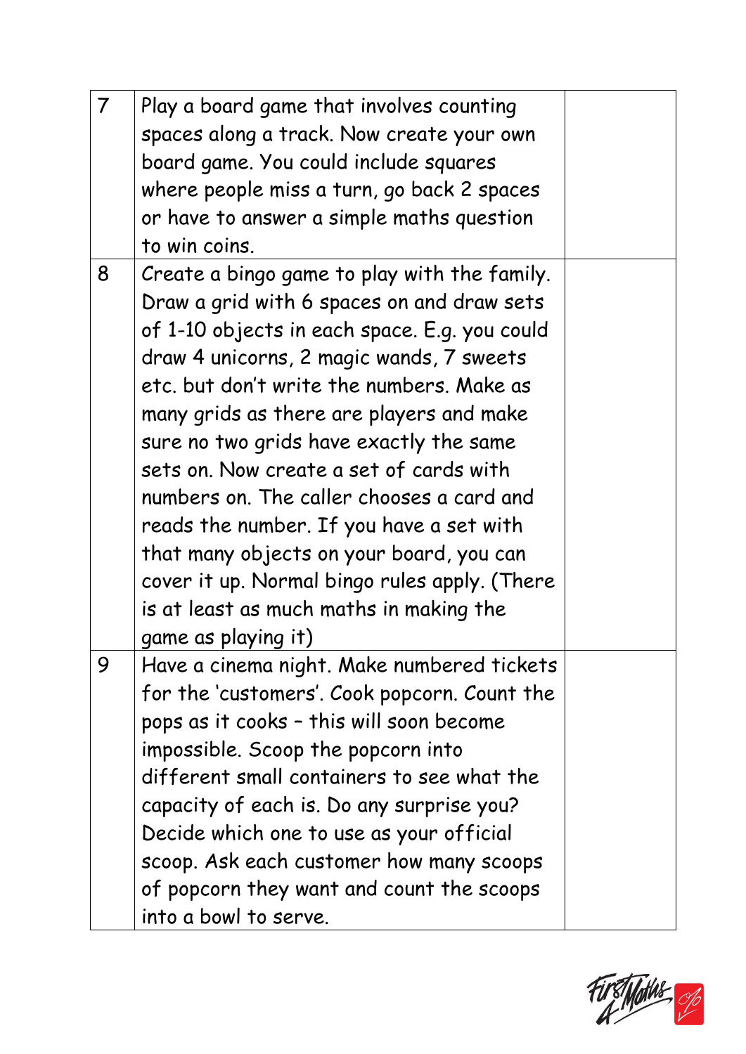| | | |
|---|---|---|
| 7 | Play a board game that involves counting spaces along a track. Now create your own board game. You could include squares where people miss a turn, go back 2 spaces or have to answer a simple maths question to win coins. | |
| 8 | Create a bingo game to play with the family. Draw a grid with 6 spaces on and draw sets of 1-10 objects in each space. E.g. you could draw 4 unicorns, 2 magic wands, 7 sweets etc. but don't write the numbers. Make as many grids as there are players and make sure no two grids have exactly the same sets on. Now create a set of cards with numbers on. The caller chooses a card and reads the number. If you have a set with that many objects on your board, you can cover it up. Normal bingo rules apply. (There is at least as much maths in making the game as playing it) | |
| 9 | Have a cinema night. Make numbered tickets for the 'customers'. Cook popcorn. Count the pops as it cooks – this will soon become impossible. Scoop the popcorn into different small containers to see what the capacity of each is. Do any surprise you? Decide which one to use as your official scoop. Ask each customer how many scoops of popcorn they want and count the scoops into a bowl to serve. | |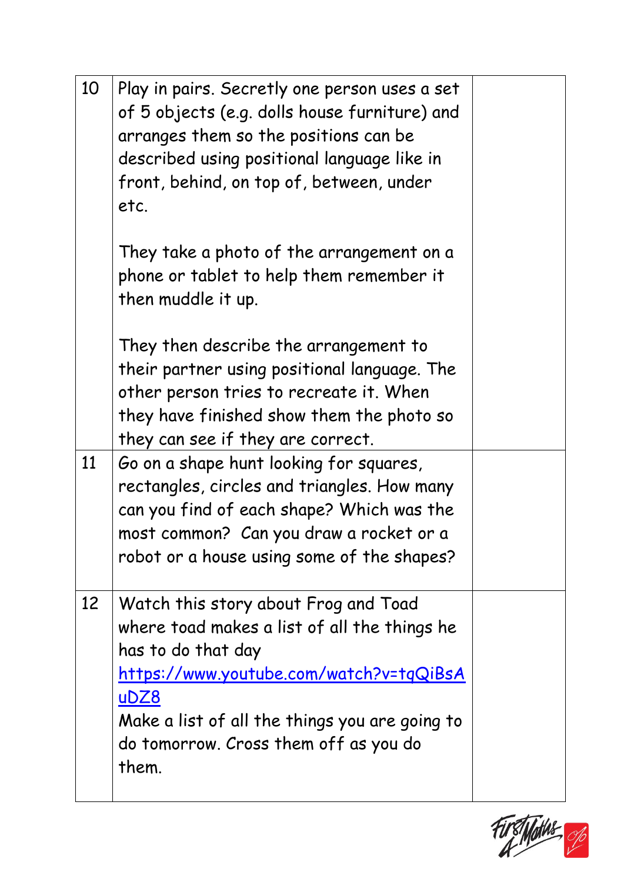| | | |
|---|---|---|
| 10 | Play in pairs. Secretly one person uses a set of 5 objects (e.g. dolls house furniture) and arranges them so the positions can be described using positional language like in front, behind, on top of, between, under etc.<br><br>They take a photo of the arrangement on a phone or tablet to help them remember it then muddle it up.<br><br>They then describe the arrangement to their partner using positional language. The other person tries to recreate it. When they have finished show them the photo so they can see if they are correct. | |
| 11 | Go on a shape hunt looking for squares, rectangles, circles and triangles. How many can you find of each shape? Which was the most common? Can you draw a rocket or a robot or a house using some of the shapes? | |
| 12 | Watch this story about Frog and Toad where toad makes a list of all the things he has to do that day https://www.youtube.com/watch?v=tqQiBsAuDZ8<br>Make a list of all the things you are going to do tomorrow. Cross them off as you do them. | |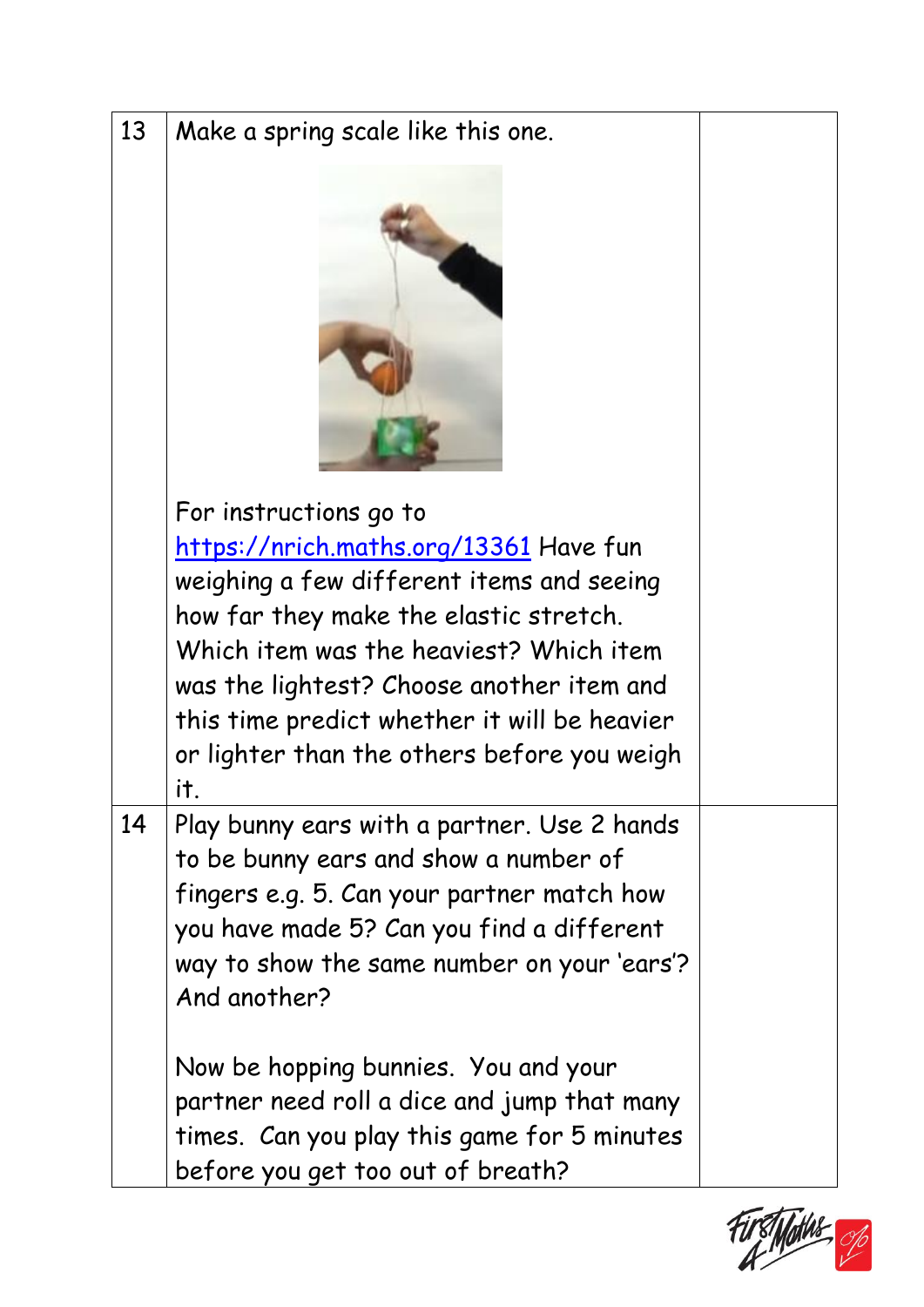| | | |
|---|---|---|
| 13 | Make a spring scale like this one.<br><br>For instructions go to https://nrich.maths.org/13361 Have fun weighing a few different items and seeing how far they make the elastic stretch. Which item was the heaviest? Which item was the lightest? Choose another item and this time predict whether it will be heavier or lighter than the others before you weigh it. | |
| 14 | Play bunny ears with a partner. Use 2 hands to be bunny ears and show a number of fingers e.g. 5. Can your partner match how you have made 5? Can you find a different way to show the same number on your 'ears'? And another?<br><br>Now be hopping bunnies. You and your partner need roll a dice and jump that many times. Can you play this game for 5 minutes before you get too out of breath? | |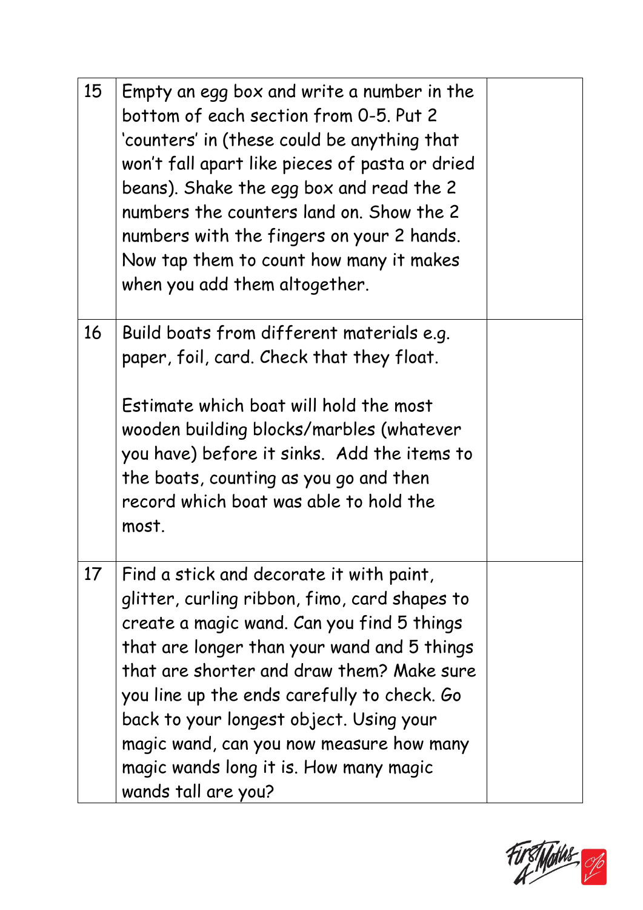| | | |
|---|---|---|
| 15 | Empty an egg box and write a number in the bottom of each section from 0-5. Put 2 'counters' in (these could be anything that won't fall apart like pieces of pasta or dried beans). Shake the egg box and read the 2 numbers the counters land on. Show the 2 numbers with the fingers on your 2 hands. Now tap them to count how many it makes when you add them altogether. | |
| 16 | Build boats from different materials e.g. paper, foil, card. Check that they float.<br><br>Estimate which boat will hold the most wooden building blocks/marbles (whatever you have) before it sinks. Add the items to the boats, counting as you go and then record which boat was able to hold the most. | |
| 17 | Find a stick and decorate it with paint, glitter, curling ribbon, fimo, card shapes to create a magic wand. Can you find 5 things that are longer than your wand and 5 things that are shorter and draw them? Make sure you line up the ends carefully to check. Go back to your longest object. Using your magic wand, can you now measure how many magic wands long it is. How many magic wands tall are you? | |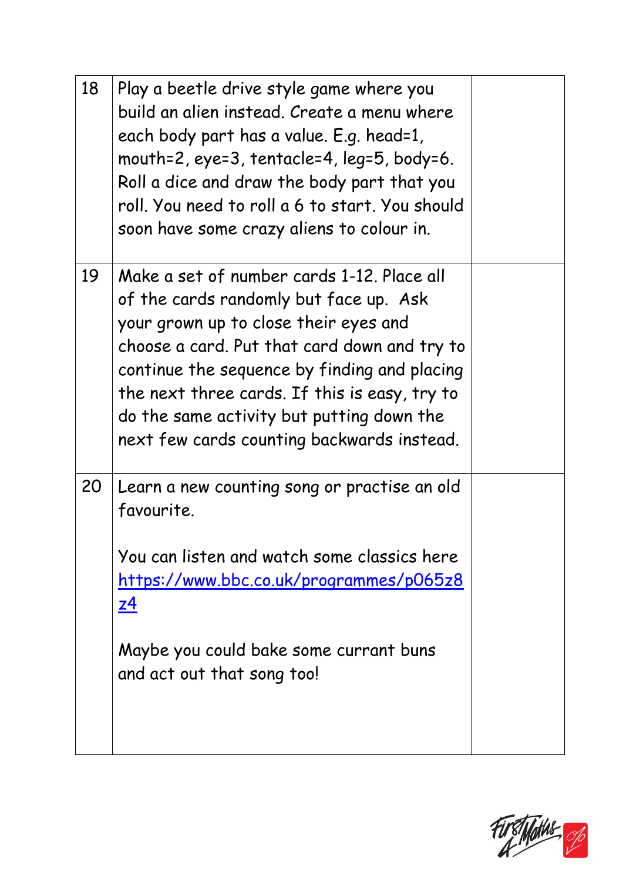| | | |
|---|---|---|
| 18 | Play a beetle drive style game where you build an alien instead. Create a menu where each body part has a value. E.g. head=1, mouth=2, eye=3, tentacle=4, leg=5, body=6. Roll a dice and draw the body part that you roll. You need to roll a 6 to start. You should soon have some crazy aliens to colour in. | |
| 19 | Make a set of number cards 1-12. Place all of the cards randomly but face up. Ask your grown up to close their eyes and choose a card. Put that card down and try to continue the sequence by finding and placing the next three cards. If this is easy, try to do the same activity but putting down the next few cards counting backwards instead. | |
| 20 | Learn a new counting song or practise an old favourite.<br><br>You can listen and watch some classics here https://www.bbc.co.uk/programmes/p065z8z4<br><br>Maybe you could bake some currant buns and act out that song too! | |